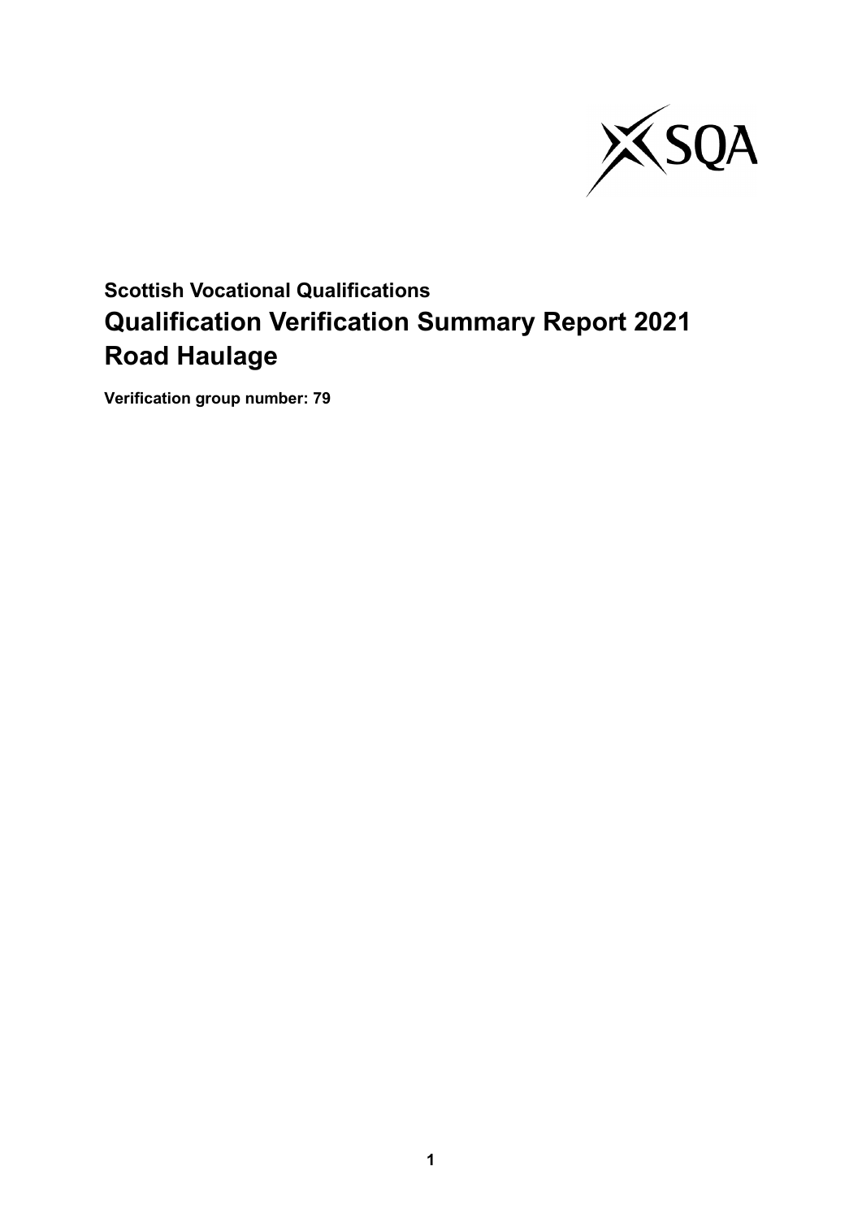**Scottish Vocational Qualifications**

# Qualification Verification Summary Report 2021
# Road Haulage

**Verification group number: 79**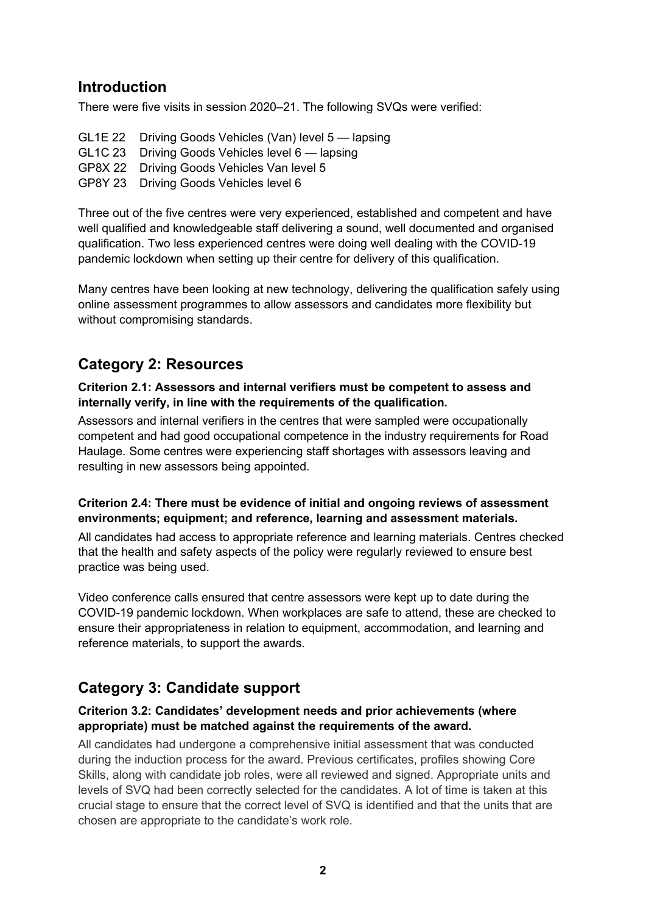## Introduction

There were five visits in session 2020–21. The following SVQs were verified:

GL1E 22 Driving Goods Vehicles (Van) level 5 — lapsing
GL1C 23 Driving Goods Vehicles level 6 — lapsing
GP8X 22 Driving Goods Vehicles Van level 5
GP8Y 23 Driving Goods Vehicles level 6

Three out of the five centres were very experienced, established and competent and have well qualified and knowledgeable staff delivering a sound, well documented and organised qualification. Two less experienced centres were doing well dealing with the COVID-19 pandemic lockdown when setting up their centre for delivery of this qualification.

Many centres have been looking at new technology, delivering the qualification safely using online assessment programmes to allow assessors and candidates more flexibility but without compromising standards.

## Category 2: Resources

**Criterion 2.1: Assessors and internal verifiers must be competent to assess and internally verify, in line with the requirements of the qualification.**

Assessors and internal verifiers in the centres that were sampled were occupationally competent and had good occupational competence in the industry requirements for Road Haulage. Some centres were experiencing staff shortages with assessors leaving and resulting in new assessors being appointed.

**Criterion 2.4: There must be evidence of initial and ongoing reviews of assessment environments; equipment; and reference, learning and assessment materials.**

All candidates had access to appropriate reference and learning materials. Centres checked that the health and safety aspects of the policy were regularly reviewed to ensure best practice was being used.

Video conference calls ensured that centre assessors were kept up to date during the COVID-19 pandemic lockdown. When workplaces are safe to attend, these are checked to ensure their appropriateness in relation to equipment, accommodation, and learning and reference materials, to support the awards.

## Category 3: Candidate support

**Criterion 3.2: Candidates' development needs and prior achievements (where appropriate) must be matched against the requirements of the award.**

All candidates had undergone a comprehensive initial assessment that was conducted during the induction process for the award. Previous certificates, profiles showing Core Skills, along with candidate job roles, were all reviewed and signed. Appropriate units and levels of SVQ had been correctly selected for the candidates. A lot of time is taken at this crucial stage to ensure that the correct level of SVQ is identified and that the units that are chosen are appropriate to the candidate's work role.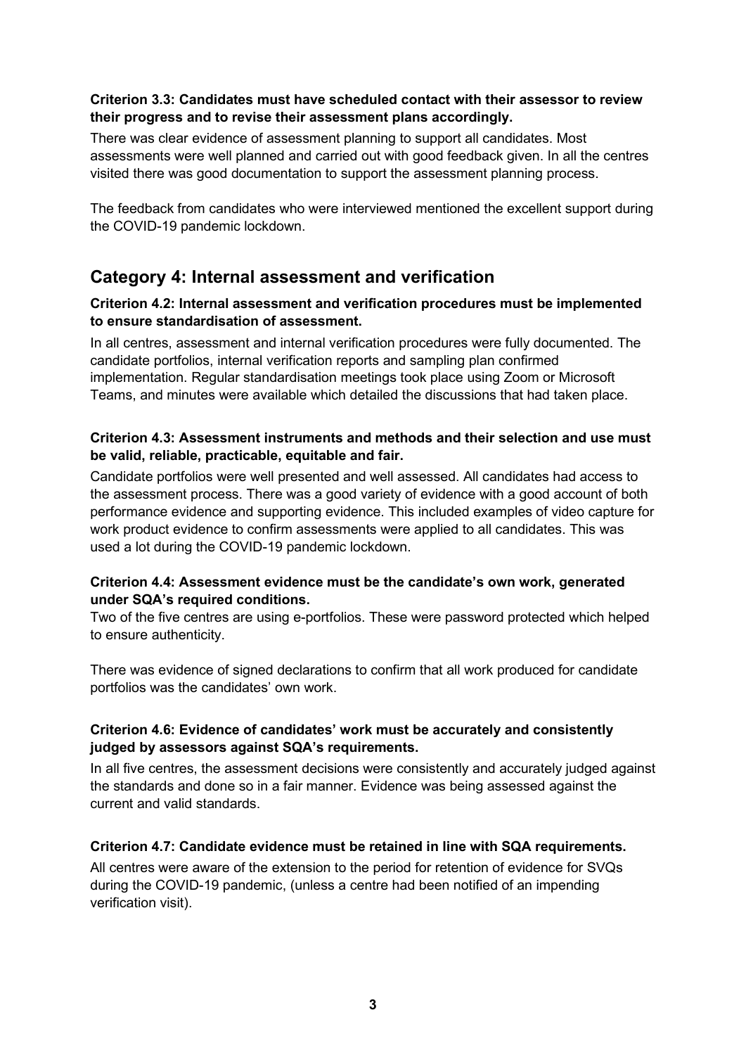**Criterion 3.3: Candidates must have scheduled contact with their assessor to review their progress and to revise their assessment plans accordingly.**

There was clear evidence of assessment planning to support all candidates. Most assessments were well planned and carried out with good feedback given. In all the centres visited there was good documentation to support the assessment planning process.

The feedback from candidates who were interviewed mentioned the excellent support during the COVID-19 pandemic lockdown.

## Category 4: Internal assessment and verification

**Criterion 4.2: Internal assessment and verification procedures must be implemented to ensure standardisation of assessment.**

In all centres, assessment and internal verification procedures were fully documented. The candidate portfolios, internal verification reports and sampling plan confirmed implementation. Regular standardisation meetings took place using Zoom or Microsoft Teams, and minutes were available which detailed the discussions that had taken place.

**Criterion 4.3: Assessment instruments and methods and their selection and use must be valid, reliable, practicable, equitable and fair.**

Candidate portfolios were well presented and well assessed. All candidates had access to the assessment process. There was a good variety of evidence with a good account of both performance evidence and supporting evidence. This included examples of video capture for work product evidence to confirm assessments were applied to all candidates. This was used a lot during the COVID-19 pandemic lockdown.

**Criterion 4.4: Assessment evidence must be the candidate's own work, generated under SQA's required conditions.**

Two of the five centres are using e-portfolios. These were password protected which helped to ensure authenticity.

There was evidence of signed declarations to confirm that all work produced for candidate portfolios was the candidates' own work.

**Criterion 4.6: Evidence of candidates' work must be accurately and consistently judged by assessors against SQA's requirements.**

In all five centres, the assessment decisions were consistently and accurately judged against the standards and done so in a fair manner. Evidence was being assessed against the current and valid standards.

**Criterion 4.7: Candidate evidence must be retained in line with SQA requirements.**

All centres were aware of the extension to the period for retention of evidence for SVQs during the COVID-19 pandemic, (unless a centre had been notified of an impending verification visit).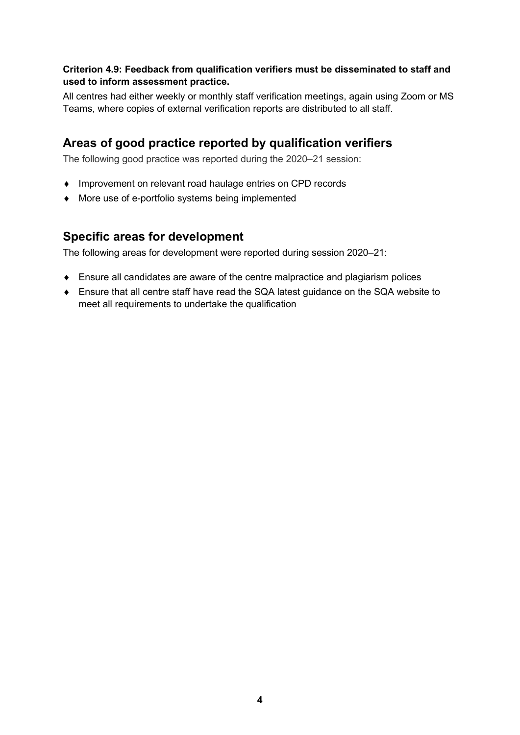**Criterion 4.9: Feedback from qualification verifiers must be disseminated to staff and used to inform assessment practice.**

All centres had either weekly or monthly staff verification meetings, again using Zoom or MS Teams, where copies of external verification reports are distributed to all staff.

## Areas of good practice reported by qualification verifiers

The following good practice was reported during the 2020–21 session:

- Improvement on relevant road haulage entries on CPD records
- More use of e-portfolio systems being implemented

## Specific areas for development

The following areas for development were reported during session 2020–21:

- Ensure all candidates are aware of the centre malpractice and plagiarism polices
- Ensure that all centre staff have read the SQA latest guidance on the SQA website to meet all requirements to undertake the qualification